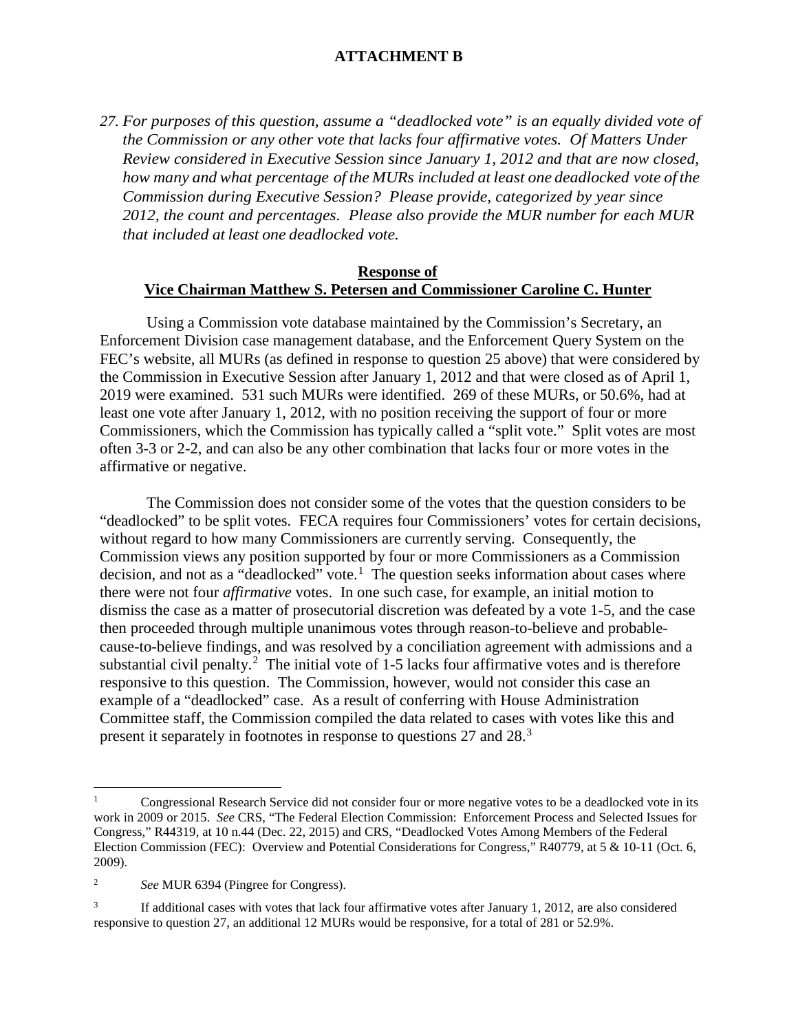# ATTACHMENT B

*27. For purposes of this question, assume a "deadlocked vote" is an equally divided vote of the Commission or any other vote that lacks four affirmative votes. Of Matters Under Review considered in Executive Session since January 1, 2012 and that are now closed, how many and what percentage of the MURs included at least one deadlocked vote of the Commission during Executive Session? Please provide, categorized by year since 2012, the count and percentages. Please also provide the MUR number for each MUR that included at least one deadlocked vote.*

## Response of
## Vice Chairman Matthew S. Petersen and Commissioner Caroline C. Hunter

Using a Commission vote database maintained by the Commission's Secretary, an Enforcement Division case management database, and the Enforcement Query System on the FEC's website, all MURs (as defined in response to question 25 above) that were considered by the Commission in Executive Session after January 1, 2012 and that were closed as of April 1, 2019 were examined. 531 such MURs were identified. 269 of these MURs, or 50.6%, had at least one vote after January 1, 2012, with no position receiving the support of four or more Commissioners, which the Commission has typically called a "split vote." Split votes are most often 3-3 or 2-2, and can also be any other combination that lacks four or more votes in the affirmative or negative.

The Commission does not consider some of the votes that the question considers to be "deadlocked" to be split votes. FECA requires four Commissioners' votes for certain decisions, without regard to how many Commissioners are currently serving. Consequently, the Commission views any position supported by four or more Commissioners as a Commission decision, and not as a "deadlocked" vote.[1] The question seeks information about cases where there were not four *affirmative* votes. In one such case, for example, an initial motion to dismiss the case as a matter of prosecutorial discretion was defeated by a vote 1-5, and the case then proceeded through multiple unanimous votes through reason-to-believe and probable-cause-to-believe findings, and was resolved by a conciliation agreement with admissions and a substantial civil penalty.[2] The initial vote of 1-5 lacks four affirmative votes and is therefore responsive to this question. The Commission, however, would not consider this case an example of a "deadlocked" case. As a result of conferring with House Administration Committee staff, the Commission compiled the data related to cases with votes like this and present it separately in footnotes in response to questions 27 and 28.[3]

---

[1] Congressional Research Service did not consider four or more negative votes to be a deadlocked vote in its work in 2009 or 2015. *See* CRS, "The Federal Election Commission: Enforcement Process and Selected Issues for Congress," R44319, at 10 n.44 (Dec. 22, 2015) and CRS, "Deadlocked Votes Among Members of the Federal Election Commission (FEC): Overview and Potential Considerations for Congress," R40779, at 5 & 10-11 (Oct. 6, 2009).

[2] *See* MUR 6394 (Pingree for Congress).

[3] If additional cases with votes that lack four affirmative votes after January 1, 2012, are also considered responsive to question 27, an additional 12 MURs would be responsive, for a total of 281 or 52.9%.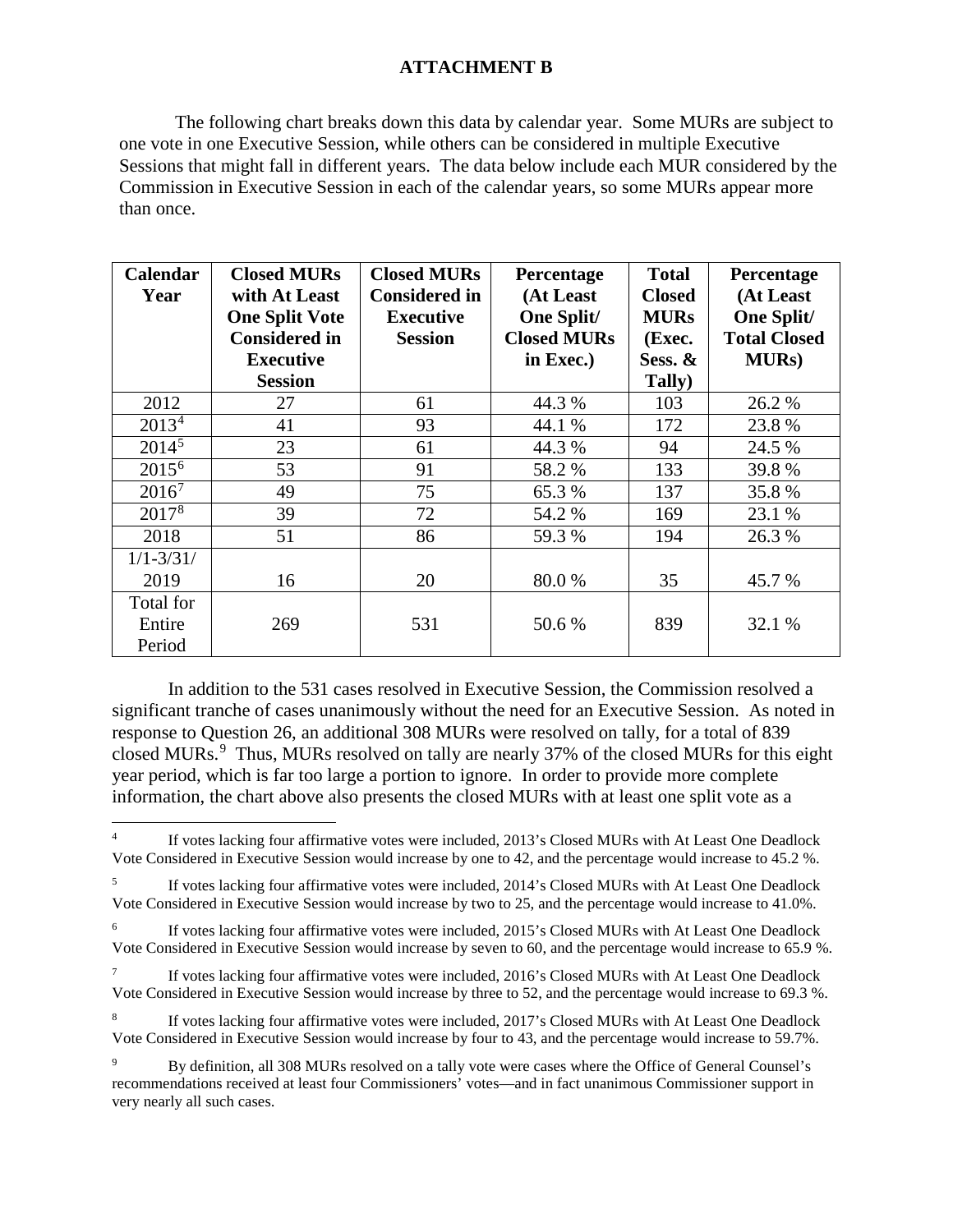**ATTACHMENT B**

The following chart breaks down this data by calendar year. Some MURs are subject to one vote in one Executive Session, while others can be considered in multiple Executive Sessions that might fall in different years. The data below include each MUR considered by the Commission in Executive Session in each of the calendar years, so some MURs appear more than once.

| Calendar Year | Closed MURs with At Least One Split Vote Considered in Executive Session | Closed MURs Considered in Executive Session | Percentage (At Least One Split/ Closed MURs in Exec.) | Total Closed MURs (Exec. Sess. & Tally) | Percentage (At Least One Split/ Total Closed MURs) |
|---|---|---|---|---|---|
| 2012 | 27 | 61 | 44.3 % | 103 | 26.2 % |
| 2013[4] | 41 | 93 | 44.1 % | 172 | 23.8 % |
| 2014[5] | 23 | 61 | 44.3 % | 94 | 24.5 % |
| 2015[6] | 53 | 91 | 58.2 % | 133 | 39.8 % |
| 2016[7] | 49 | 75 | 65.3 % | 137 | 35.8 % |
| 2017[8] | 39 | 72 | 54.2 % | 169 | 23.1 % |
| 2018 | 51 | 86 | 59.3 % | 194 | 26.3 % |
| 1/1-3/31/ 2019 | 16 | 20 | 80.0 % | 35 | 45.7 % |
| Total for Entire Period | 269 | 531 | 50.6 % | 839 | 32.1 % |

In addition to the 531 cases resolved in Executive Session, the Commission resolved a significant tranche of cases unanimously without the need for an Executive Session. As noted in response to Question 26, an additional 308 MURs were resolved on tally, for a total of 839 closed MURs.[9] Thus, MURs resolved on tally are nearly 37% of the closed MURs for this eight year period, which is far too large a portion to ignore. In order to provide more complete information, the chart above also presents the closed MURs with at least one split vote as a

---

[4] If votes lacking four affirmative votes were included, 2013's Closed MURs with At Least One Deadlock Vote Considered in Executive Session would increase by one to 42, and the percentage would increase to 45.2 %.

[5] If votes lacking four affirmative votes were included, 2014's Closed MURs with At Least One Deadlock Vote Considered in Executive Session would increase by two to 25, and the percentage would increase to 41.0%.

[6] If votes lacking four affirmative votes were included, 2015's Closed MURs with At Least One Deadlock Vote Considered in Executive Session would increase by seven to 60, and the percentage would increase to 65.9 %.

[7] If votes lacking four affirmative votes were included, 2016's Closed MURs with At Least One Deadlock Vote Considered in Executive Session would increase by three to 52, and the percentage would increase to 69.3 %.

[8] If votes lacking four affirmative votes were included, 2017's Closed MURs with At Least One Deadlock Vote Considered in Executive Session would increase by four to 43, and the percentage would increase to 59.7%.

[9] By definition, all 308 MURs resolved on a tally vote were cases where the Office of General Counsel's recommendations received at least four Commissioners' votes—and in fact unanimous Commissioner support in very nearly all such cases.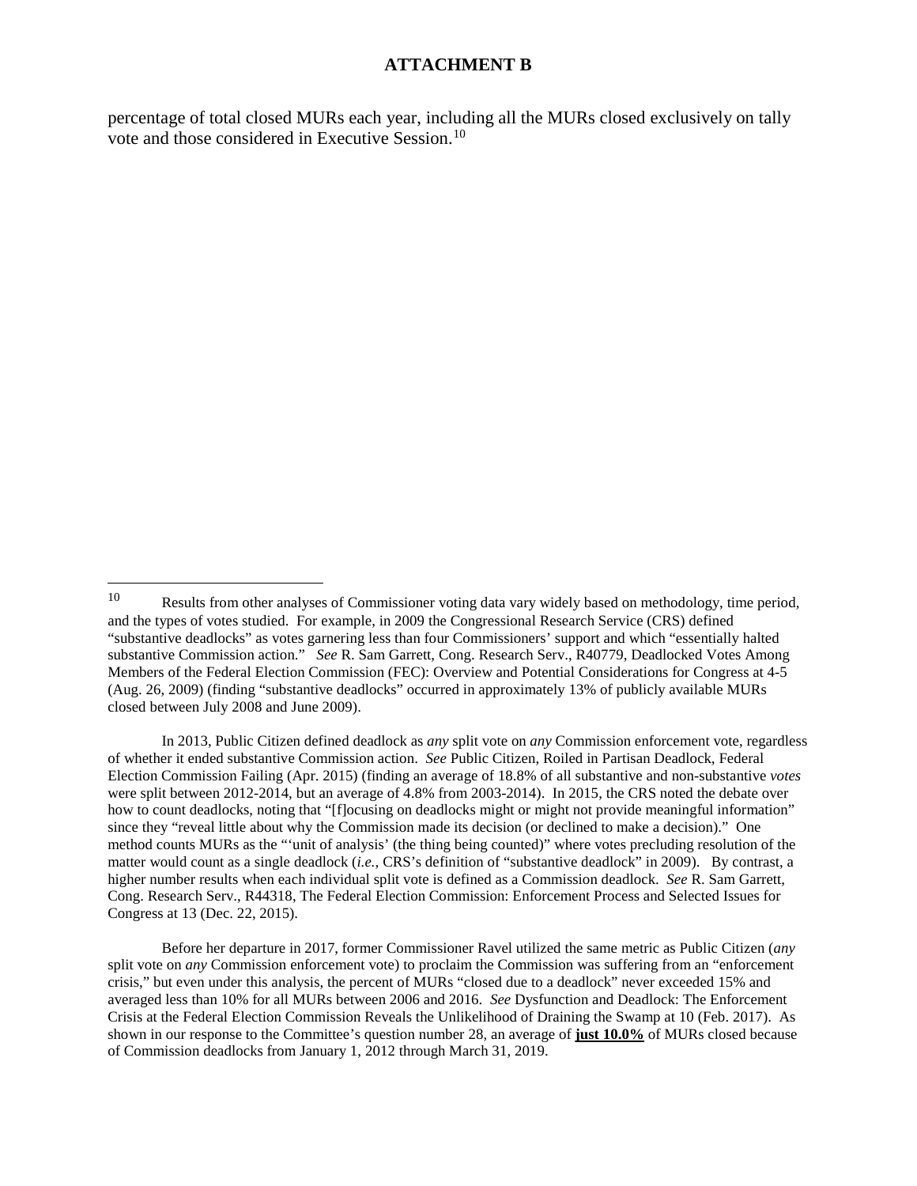## ATTACHMENT B

percentage of total closed MURs each year, including all the MURs closed exclusively on tally vote and those considered in Executive Session.[10]

---

[10] Results from other analyses of Commissioner voting data vary widely based on methodology, time period, and the types of votes studied. For example, in 2009 the Congressional Research Service (CRS) defined "substantive deadlocks" as votes garnering less than four Commissioners' support and which "essentially halted substantive Commission action." *See* R. Sam Garrett, Cong. Research Serv., R40779, Deadlocked Votes Among Members of the Federal Election Commission (FEC): Overview and Potential Considerations for Congress at 4-5 (Aug. 26, 2009) (finding "substantive deadlocks" occurred in approximately 13% of publicly available MURs closed between July 2008 and June 2009).

In 2013, Public Citizen defined deadlock as *any* split vote on *any* Commission enforcement vote, regardless of whether it ended substantive Commission action. *See* Public Citizen, Roiled in Partisan Deadlock, Federal Election Commission Failing (Apr. 2015) (finding an average of 18.8% of all substantive and non-substantive *votes* were split between 2012-2014, but an average of 4.8% from 2003-2014). In 2015, the CRS noted the debate over how to count deadlocks, noting that "[f]ocusing on deadlocks might or might not provide meaningful information" since they "reveal little about why the Commission made its decision (or declined to make a decision)." One method counts MURs as the "'unit of analysis' (the thing being counted)" where votes precluding resolution of the matter would count as a single deadlock (*i.e.*, CRS's definition of "substantive deadlock" in 2009). By contrast, a higher number results when each individual split vote is defined as a Commission deadlock. *See* R. Sam Garrett, Cong. Research Serv., R44318, The Federal Election Commission: Enforcement Process and Selected Issues for Congress at 13 (Dec. 22, 2015).

Before her departure in 2017, former Commissioner Ravel utilized the same metric as Public Citizen (*any* split vote on *any* Commission enforcement vote) to proclaim the Commission was suffering from an "enforcement crisis," but even under this analysis, the percent of MURs "closed due to a deadlock" never exceeded 15% and averaged less than 10% for all MURs between 2006 and 2016. *See* Dysfunction and Deadlock: The Enforcement Crisis at the Federal Election Commission Reveals the Unlikelihood of Draining the Swamp at 10 (Feb. 2017). As shown in our response to the Committee's question number 28, an average of **just 10.0%** of MURs closed because of Commission deadlocks from January 1, 2012 through March 31, 2019.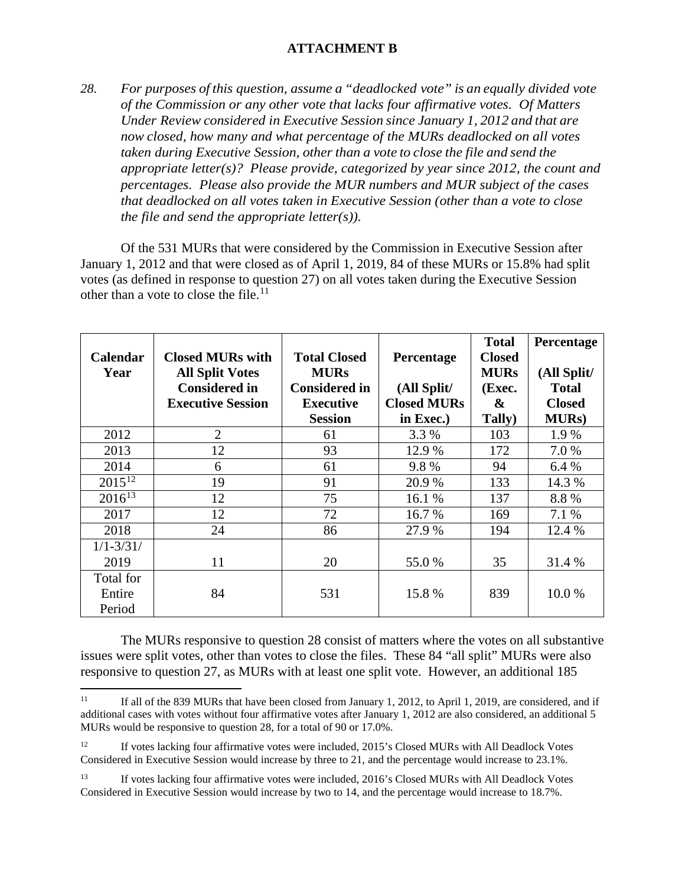## ATTACHMENT B

*28. For purposes of this question, assume a "deadlocked vote" is an equally divided vote of the Commission or any other vote that lacks four affirmative votes. Of Matters Under Review considered in Executive Session since January 1, 2012 and that are now closed, how many and what percentage of the MURs deadlocked on all votes taken during Executive Session, other than a vote to close the file and send the appropriate letter(s)? Please provide, categorized by year since 2012, the count and percentages. Please also provide the MUR numbers and MUR subject of the cases that deadlocked on all votes taken in Executive Session (other than a vote to close the file and send the appropriate letter(s)).*

Of the 531 MURs that were considered by the Commission in Executive Session after January 1, 2012 and that were closed as of April 1, 2019, 84 of these MURs or 15.8% had split votes (as defined in response to question 27) on all votes taken during the Executive Session other than a vote to close the file.[11]

| Calendar Year | Closed MURs with All Split Votes Considered in Executive Session | Total Closed MURs Considered in Executive Session | Percentage (All Split/ Closed MURs in Exec.) | Total Closed MURs (Exec. & Tally) | Percentage (All Split/ Total Closed MURs) |
|---|---|---|---|---|---|
| 2012 | 2 | 61 | 3.3 % | 103 | 1.9 % |
| 2013 | 12 | 93 | 12.9 % | 172 | 7.0 % |
| 2014 | 6 | 61 | 9.8 % | 94 | 6.4 % |
| 2015[12] | 19 | 91 | 20.9 % | 133 | 14.3 % |
| 2016[13] | 12 | 75 | 16.1 % | 137 | 8.8 % |
| 2017 | 12 | 72 | 16.7 % | 169 | 7.1 % |
| 2018 | 24 | 86 | 27.9 % | 194 | 12.4 % |
| 1/1-3/31/ 2019 | 11 | 20 | 55.0 % | 35 | 31.4 % |
| Total for Entire Period | 84 | 531 | 15.8 % | 839 | 10.0 % |

The MURs responsive to question 28 consist of matters where the votes on all substantive issues were split votes, other than votes to close the files. These 84 "all split" MURs were also responsive to question 27, as MURs with at least one split vote. However, an additional 185

---

[11] If all of the 839 MURs that have been closed from January 1, 2012, to April 1, 2019, are considered, and if additional cases with votes without four affirmative votes after January 1, 2012 are also considered, an additional 5 MURs would be responsive to question 28, for a total of 90 or 17.0%.

[12] If votes lacking four affirmative votes were included, 2015's Closed MURs with All Deadlock Votes Considered in Executive Session would increase by three to 21, and the percentage would increase to 23.1%.

[13] If votes lacking four affirmative votes were included, 2016's Closed MURs with All Deadlock Votes Considered in Executive Session would increase by two to 14, and the percentage would increase to 18.7%.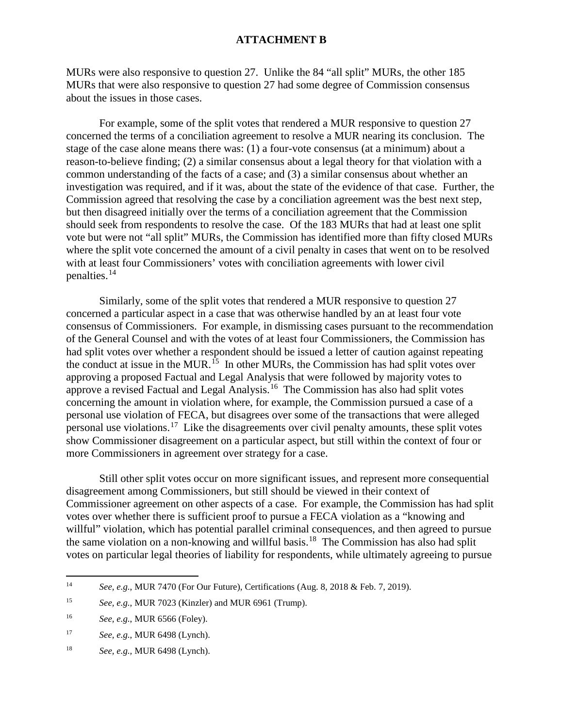**ATTACHMENT B**

MURs were also responsive to question 27. Unlike the 84 "all split" MURs, the other 185 MURs that were also responsive to question 27 had some degree of Commission consensus about the issues in those cases.

For example, some of the split votes that rendered a MUR responsive to question 27 concerned the terms of a conciliation agreement to resolve a MUR nearing its conclusion. The stage of the case alone means there was: (1) a four-vote consensus (at a minimum) about a reason-to-believe finding; (2) a similar consensus about a legal theory for that violation with a common understanding of the facts of a case; and (3) a similar consensus about whether an investigation was required, and if it was, about the state of the evidence of that case. Further, the Commission agreed that resolving the case by a conciliation agreement was the best next step, but then disagreed initially over the terms of a conciliation agreement that the Commission should seek from respondents to resolve the case. Of the 183 MURs that had at least one split vote but were not "all split" MURs, the Commission has identified more than fifty closed MURs where the split vote concerned the amount of a civil penalty in cases that went on to be resolved with at least four Commissioners' votes with conciliation agreements with lower civil penalties.[14]

Similarly, some of the split votes that rendered a MUR responsive to question 27 concerned a particular aspect in a case that was otherwise handled by an at least four vote consensus of Commissioners. For example, in dismissing cases pursuant to the recommendation of the General Counsel and with the votes of at least four Commissioners, the Commission has had split votes over whether a respondent should be issued a letter of caution against repeating the conduct at issue in the MUR.[15] In other MURs, the Commission has had split votes over approving a proposed Factual and Legal Analysis that were followed by majority votes to approve a revised Factual and Legal Analysis.[16] The Commission has also had split votes concerning the amount in violation where, for example, the Commission pursued a case of a personal use violation of FECA, but disagrees over some of the transactions that were alleged personal use violations.[17] Like the disagreements over civil penalty amounts, these split votes show Commissioner disagreement on a particular aspect, but still within the context of four or more Commissioners in agreement over strategy for a case.

Still other split votes occur on more significant issues, and represent more consequential disagreement among Commissioners, but still should be viewed in their context of Commissioner agreement on other aspects of a case. For example, the Commission has had split votes over whether there is sufficient proof to pursue a FECA violation as a "knowing and willful" violation, which has potential parallel criminal consequences, and then agreed to pursue the same violation on a non-knowing and willful basis.[18] The Commission has also had split votes on particular legal theories of liability for respondents, while ultimately agreeing to pursue

---

[14] *See, e.g.*, MUR 7470 (For Our Future), Certifications (Aug. 8, 2018 & Feb. 7, 2019).

[15] *See, e.g.*, MUR 7023 (Kinzler) and MUR 6961 (Trump).

[16] *See, e.g.*, MUR 6566 (Foley).

[17] *See, e.g.*, MUR 6498 (Lynch).

[18] *See, e.g.*, MUR 6498 (Lynch).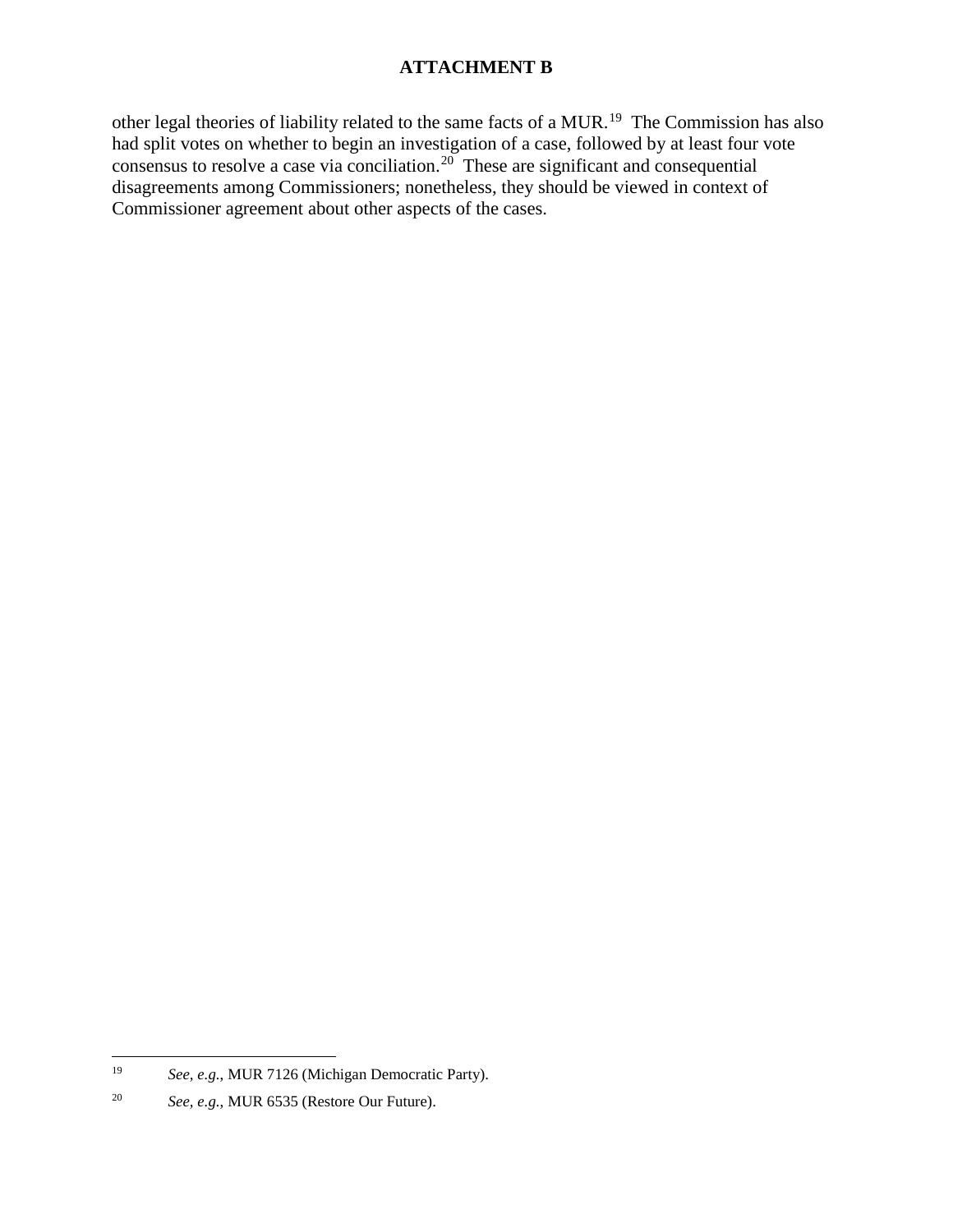# ATTACHMENT B

other legal theories of liability related to the same facts of a MUR.[19] The Commission has also had split votes on whether to begin an investigation of a case, followed by at least four vote consensus to resolve a case via conciliation.[20] These are significant and consequential disagreements among Commissioners; nonetheless, they should be viewed in context of Commissioner agreement about other aspects of the cases.

---

[19] *See, e.g.*, MUR 7126 (Michigan Democratic Party).

[20] *See, e.g.*, MUR 6535 (Restore Our Future).